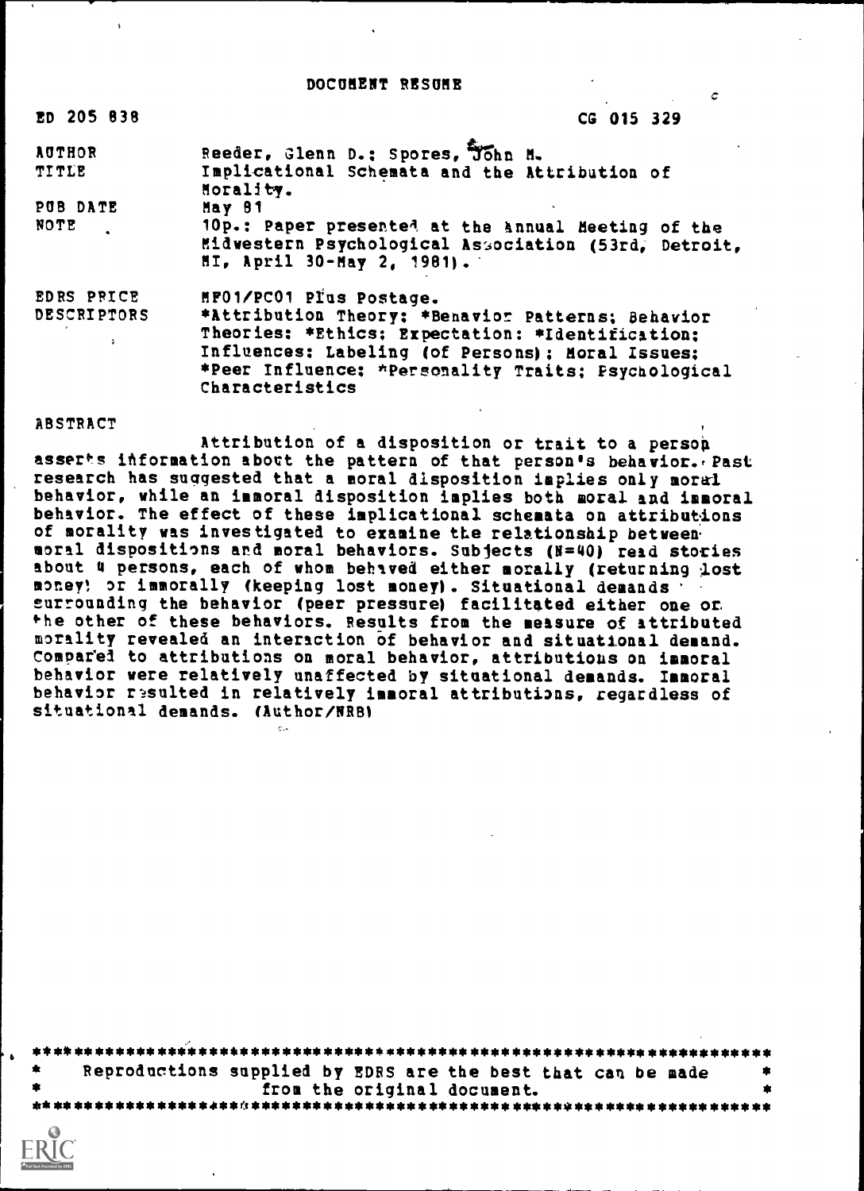DOCUMENT RESUME

| | |
|---|---|
| ED 205 838 | CG 015 329 |
| AUTHOR | Reeder, Glenn D.; Spores, John M. |
| TITLE | Implicational Schemata and the Attribution of Morality. |
| PUB DATE | May 81 |
| NOTE | 10p.: Paper presented at the Annual Meeting of the Midwestern Psychological Association (53rd, Detroit, MI, April 30-May 2, 1981). |
| EDRS PRICE | MF01/PC01 Plus Postage. |
| DESCRIPTORS | *Attribution Theory; *Behavior Patterns; Behavior Theories; *Ethics; Expectation; *Identification; Influences; Labeling (of Persons); Moral Issues; *Peer Influence; *Personality Traits; Psychological Characteristics |

ABSTRACT

Attribution of a disposition or trait to a person asserts information about the pattern of that person's behavior. Past research has suggested that a moral disposition implies only moral behavior, while an immoral disposition implies both moral and immoral behavior. The effect of these implicational schemata on attributions of morality was investigated to examine the relationship between moral dispositions and moral behaviors. Subjects (N=40) read stories about 4 persons, each of whom behaved either morally (returning lost money) or immorally (keeping lost money). Situational demands surrounding the behavior (peer pressure) facilitated either one or the other of these behaviors. Results from the measure of attributed morality revealed an interaction of behavior and situational demand. Compared to attributions on moral behavior, attributions on immoral behavior were relatively unaffected by situational demands. Immoral behavior resulted in relatively immoral attributions, regardless of situational demands. (Author/NRB)

***********************************************************************
* Reproductions supplied by EDRS are the best that can be made *
* from the original document. *
***********************************************************************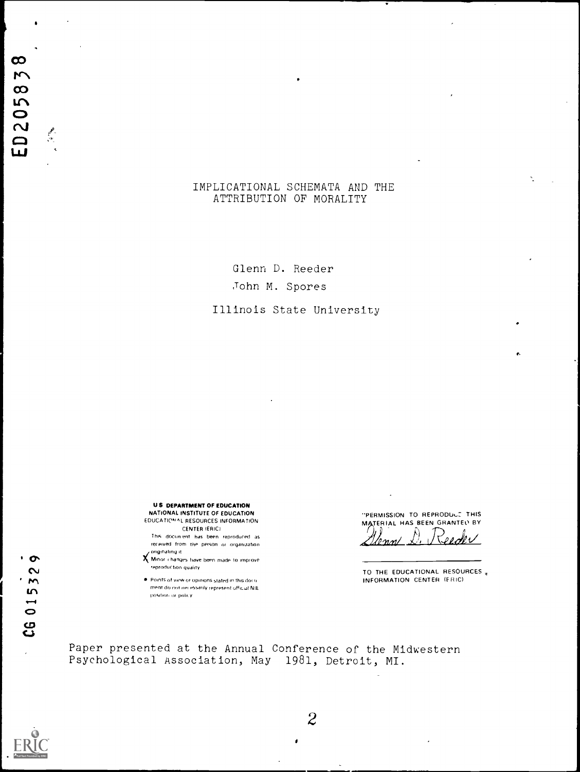ED205838

# IMPLICATIONAL SCHEMATA AND THE ATTRIBUTION OF MORALITY

Glenn D. Reeder

John M. Spores

Illinois State University

**U.S. DEPARTMENT OF EDUCATION**
**NATIONAL INSTITUTE OF EDUCATION**
EDUCATIONAL RESOURCES INFORMATION CENTER (ERIC)

This document has been reproduced as received from the person or organization originating it.

X Minor changes have been made to improve reproduction quality.

• Points of view or opinions stated in this document do not necessarily represent official NIE position or policy.

"PERMISSION TO REPRODUCE THIS MATERIAL HAS BEEN GRANTED BY

Glenn D. Reeder

TO THE EDUCATIONAL RESOURCES INFORMATION CENTER (ERIC)"

CG 015329

Paper presented at the Annual Conference of the Midwestern Psychological Association, May 1981, Detroit, MI.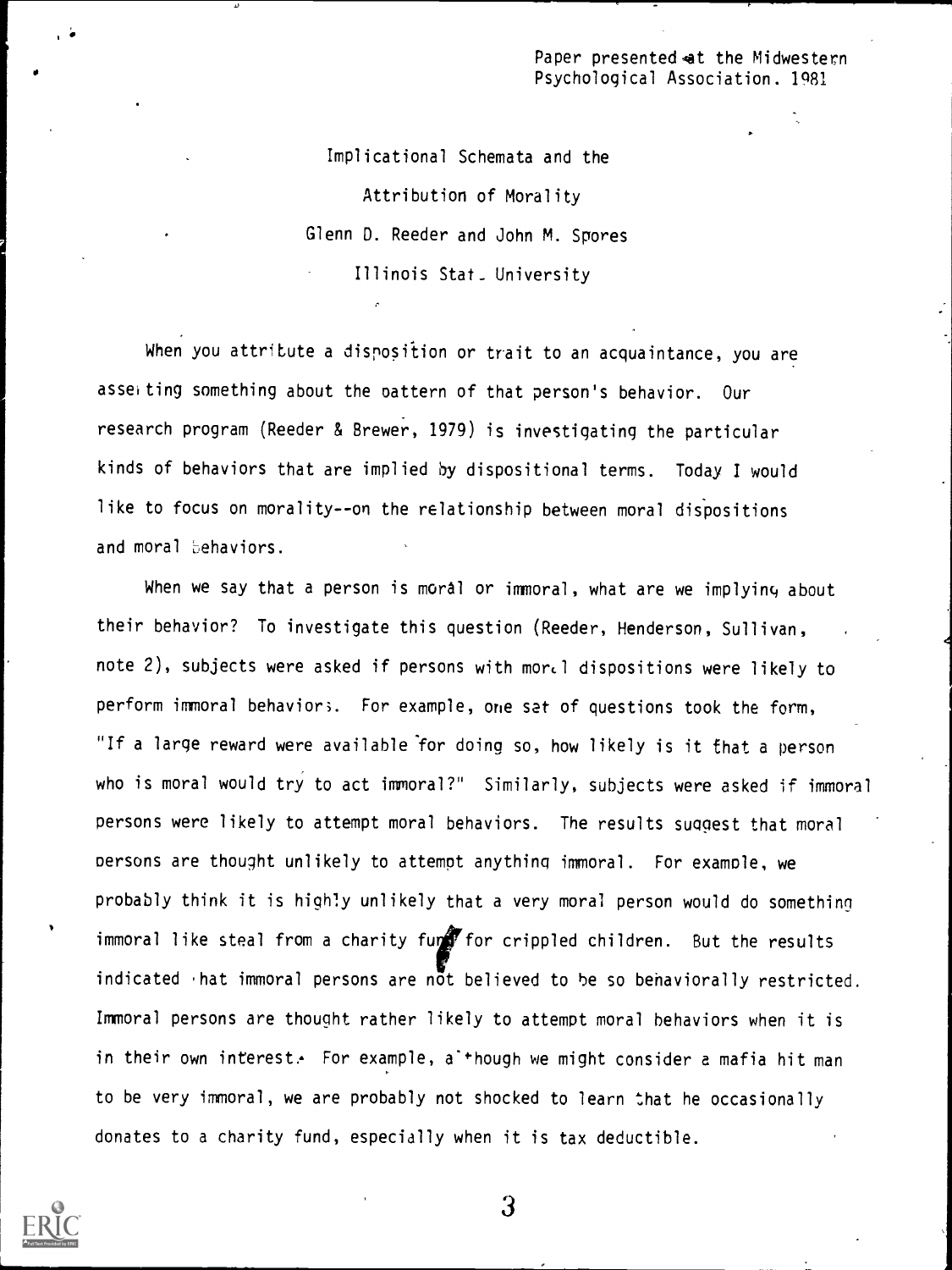Paper presented at the Midwestern Psychological Association. 1981

# Implicational Schemata and the Attribution of Morality

Glenn D. Reeder and John M. Spores

Illinois State University

When you attribute a disposition or trait to an acquaintance, you are asserting something about the pattern of that person's behavior. Our research program (Reeder & Brewer, 1979) is investigating the particular kinds of behaviors that are implied by dispositional terms. Today I would like to focus on morality--on the relationship between moral dispositions and moral behaviors.

When we say that a person is moral or immoral, what are we implying about their behavior? To investigate this question (Reeder, Henderson, Sullivan, note 2), subjects were asked if persons with moral dispositions were likely to perform immoral behaviors. For example, one set of questions took the form, "If a large reward were available for doing so, how likely is it that a person who is moral would try to act immoral?" Similarly, subjects were asked if immoral persons were likely to attempt moral behaviors. The results suggest that moral persons are thought unlikely to attempt anything immoral. For example, we probably think it is highly unlikely that a very moral person would do something immoral like steal from a charity fund for crippled children. But the results indicated that immoral persons are not believed to be so behaviorally restricted. Immoral persons are thought rather likely to attempt moral behaviors when it is in their own interest. For example, although we might consider a mafia hit man to be very immoral, we are probably not shocked to learn that he occasionally donates to a charity fund, especially when it is tax deductible.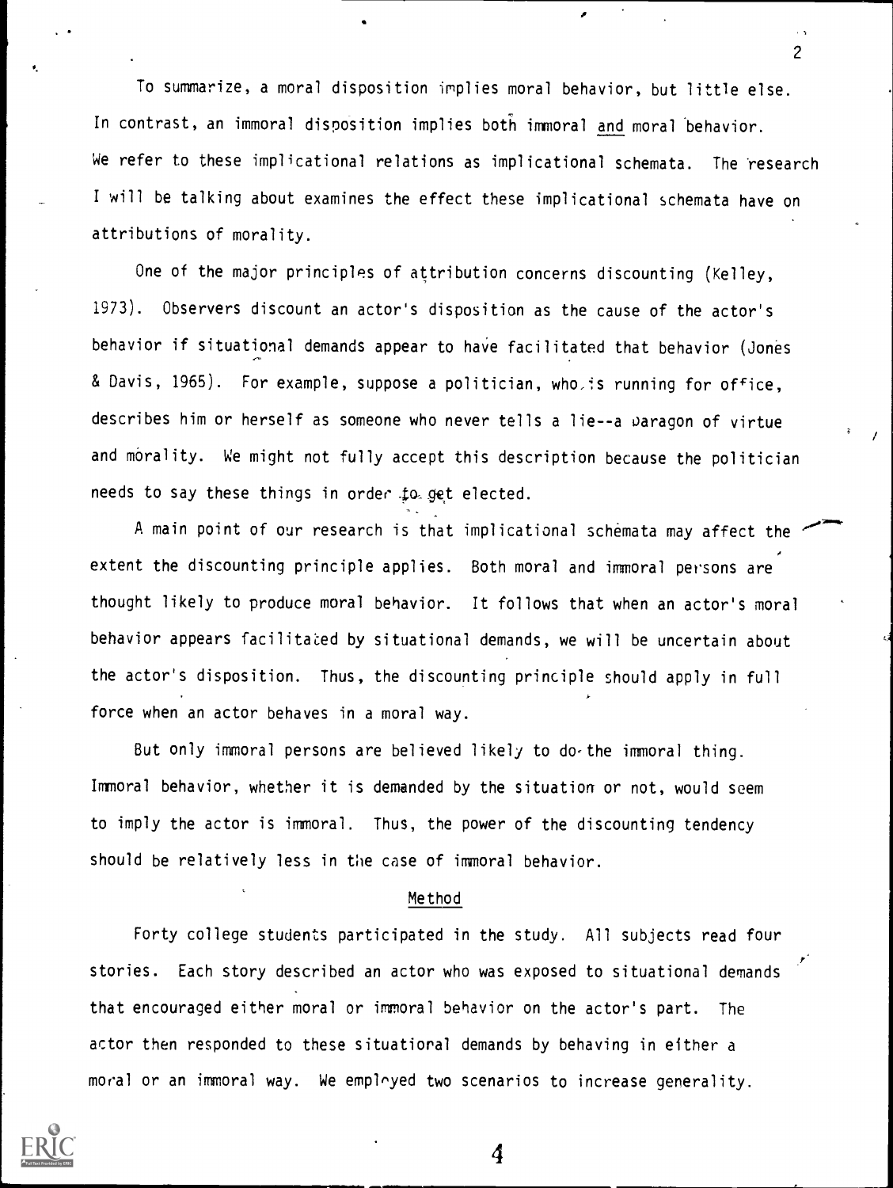To summarize, a moral disposition implies moral behavior, but little else. In contrast, an immoral disposition implies both immoral _and_ moral behavior. We refer to these implicational relations as implicational schemata. The research I will be talking about examines the effect these implicational schemata have on attributions of morality.

One of the major principles of attribution concerns discounting (Kelley, 1973). Observers discount an actor's disposition as the cause of the actor's behavior if situational demands appear to have facilitated that behavior (Jones & Davis, 1965). For example, suppose a politician, who is running for office, describes him or herself as someone who never tells a lie--a paragon of virtue and morality. We might not fully accept this description because the politician needs to say these things in order to get elected.

A main point of our research is that implicational schemata may affect the extent the discounting principle applies. Both moral and immoral persons are thought likely to produce moral behavior. It follows that when an actor's moral behavior appears facilitated by situational demands, we will be uncertain about the actor's disposition. Thus, the discounting principle should apply in full force when an actor behaves in a moral way.

But only immoral persons are believed likely to do the immoral thing. Immoral behavior, whether it is demanded by the situation or not, would seem to imply the actor is immoral. Thus, the power of the discounting tendency should be relatively less in the case of immoral behavior.

## Method

Forty college students participated in the study. All subjects read four stories. Each story described an actor who was exposed to situational demands that encouraged either moral or immoral behavior on the actor's part. The actor then responded to these situational demands by behaving in either a moral or an immoral way. We employed two scenarios to increase generality.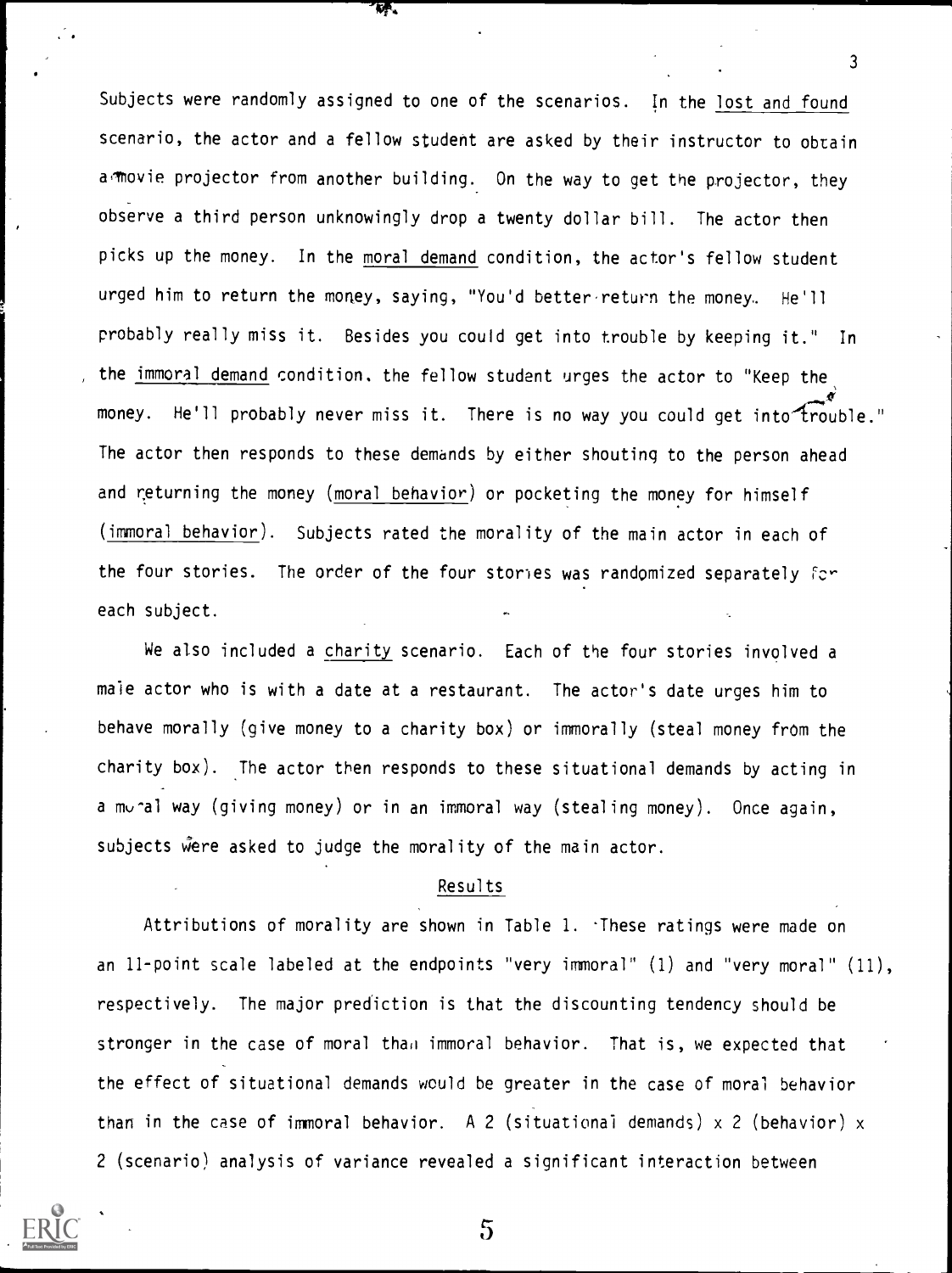Subjects were randomly assigned to one of the scenarios. In the lost and found scenario, the actor and a fellow student are asked by their instructor to obtain a movie projector from another building. On the way to get the projector, they observe a third person unknowingly drop a twenty dollar bill. The actor then picks up the money. In the moral demand condition, the actor's fellow student urged him to return the money, saying, "You'd better return the money. He'll probably really miss it. Besides you could get into trouble by keeping it." In the immoral demand condition, the fellow student urges the actor to "Keep the money. He'll probably never miss it. There is no way you could get into trouble." The actor then responds to these demands by either shouting to the person ahead and returning the money (moral behavior) or pocketing the money for himself (immoral behavior). Subjects rated the morality of the main actor in each of the four stories. The order of the four stories was randomized separately for each subject.

We also included a charity scenario. Each of the four stories involved a male actor who is with a date at a restaurant. The actor's date urges him to behave morally (give money to a charity box) or immorally (steal money from the charity box). The actor then responds to these situational demands by acting in a moral way (giving money) or in an immoral way (stealing money). Once again, subjects were asked to judge the morality of the main actor.

## Results

Attributions of morality are shown in Table 1. These ratings were made on an 11-point scale labeled at the endpoints "very immoral" (1) and "very moral" (11), respectively. The major prediction is that the discounting tendency should be stronger in the case of moral than immoral behavior. That is, we expected that the effect of situational demands would be greater in the case of moral behavior than in the case of immoral behavior. A 2 (situational demands) x 2 (behavior) x 2 (scenario) analysis of variance revealed a significant interaction between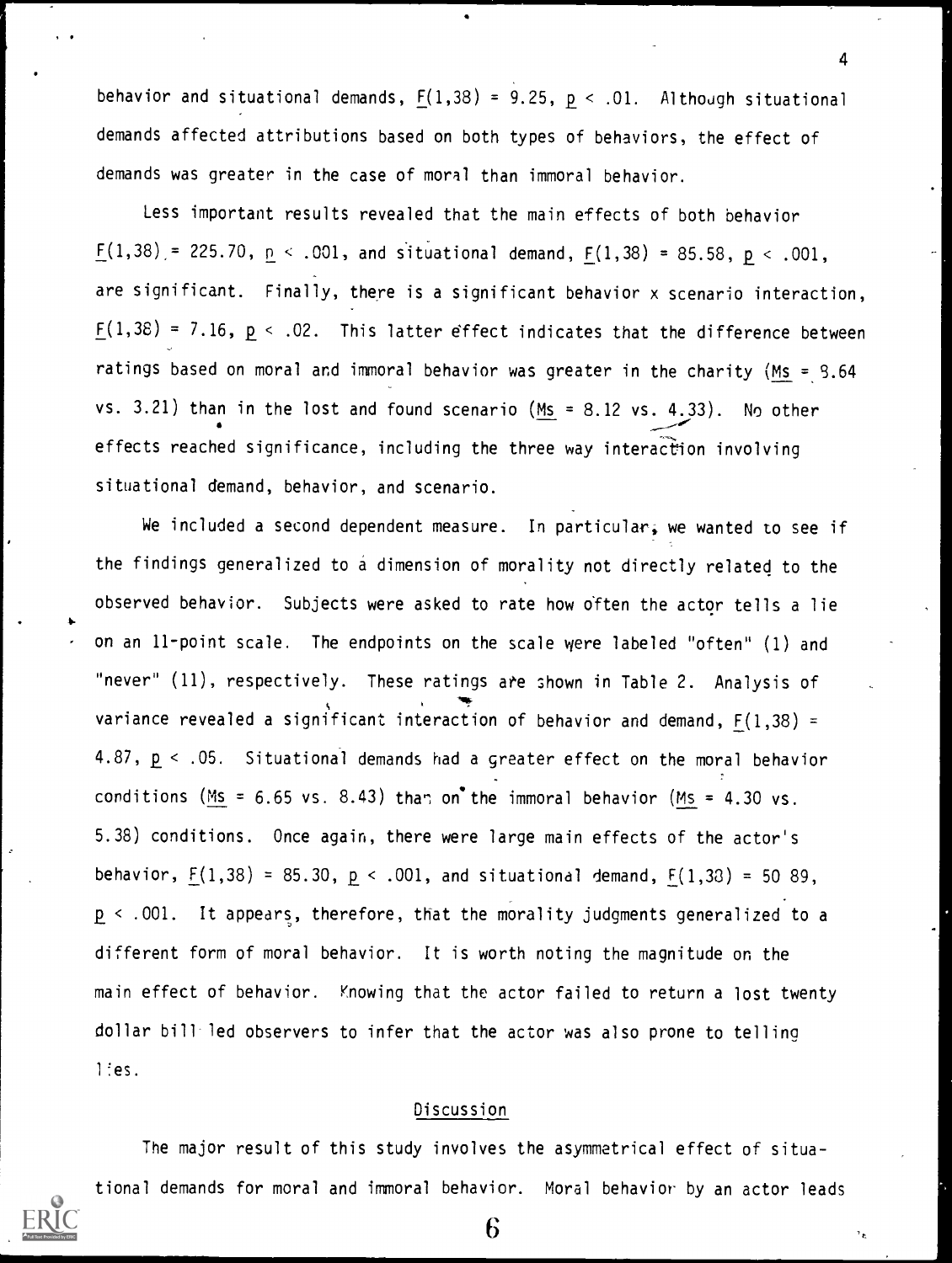behavior and situational demands, $F(1,38) = 9.25$, $p < .01$. Although situational demands affected attributions based on both types of behaviors, the effect of demands was greater in the case of moral than immoral behavior.

Less important results revealed that the main effects of both behavior $F(1,38) = 225.70$, $p < .001$, and situational demand, $F(1,38) = 85.58$, $p < .001$, are significant. Finally, there is a significant behavior x scenario interaction, $F(1,38) = 7.16$, $p < .02$. This latter effect indicates that the difference between ratings based on moral and immoral behavior was greater in the charity (*Ms* = 9.64 vs. 3.21) than in the lost and found scenario (*Ms* = 8.12 vs. 4.33). No other effects reached significance, including the three way interaction involving situational demand, behavior, and scenario.

We included a second dependent measure. In particular, we wanted to see if the findings generalized to a dimension of morality not directly related to the observed behavior. Subjects were asked to rate how often the actor tells a lie on an 11-point scale. The endpoints on the scale were labeled "often" (1) and "never" (11), respectively. These ratings are shown in Table 2. Analysis of variance revealed a significant interaction of behavior and demand, $F(1,38) = 4.87$, $p < .05$. Situational demands had a greater effect on the moral behavior conditions (*Ms* = 6.65 vs. 8.43) than on the immoral behavior (*Ms* = 4.30 vs. 5.38) conditions. Once again, there were large main effects of the actor's behavior, $F(1,38) = 85.30$, $p < .001$, and situational demand, $F(1,38) = 50.89$, $p < .001$. It appears, therefore, that the morality judgments generalized to a different form of moral behavior. It is worth noting the magnitude on the main effect of behavior. Knowing that the actor failed to return a lost twenty dollar bill led observers to infer that the actor was also prone to telling lies.

## Discussion

The major result of this study involves the asymmetrical effect of situational demands for moral and immoral behavior. Moral behavior by an actor leads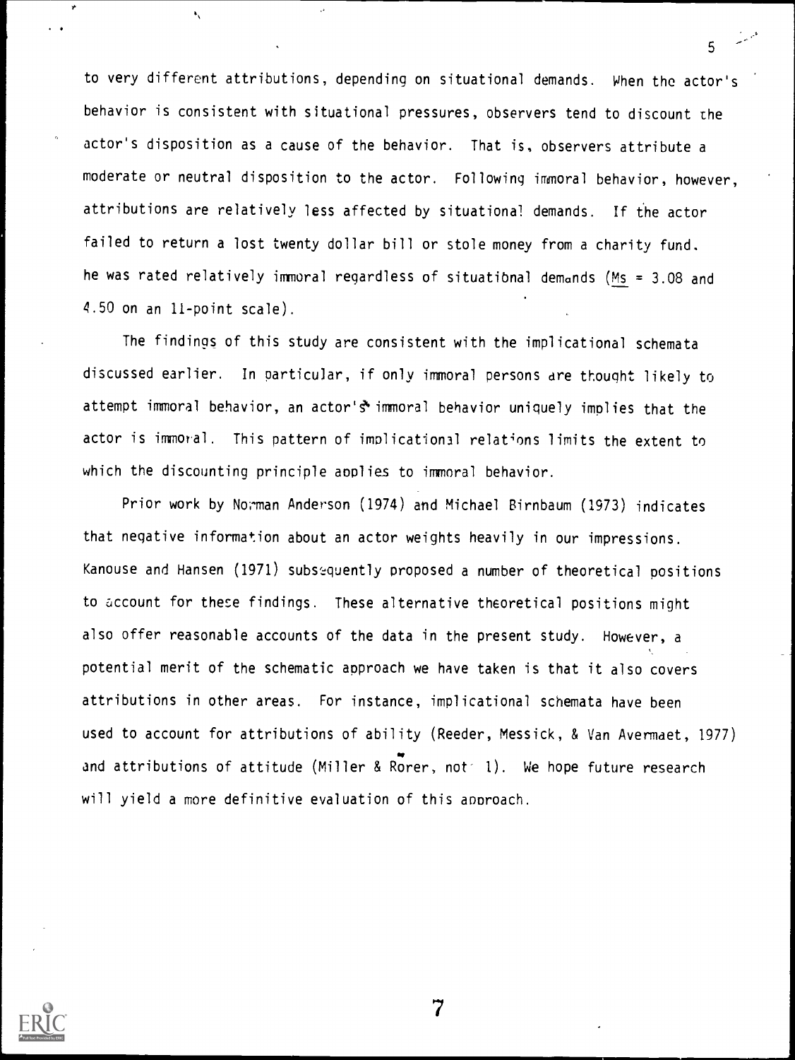to very different attributions, depending on situational demands. When the actor's behavior is consistent with situational pressures, observers tend to discount the actor's disposition as a cause of the behavior. That is, observers attribute a moderate or neutral disposition to the actor. Following immoral behavior, however, attributions are relatively less affected by situational demands. If the actor failed to return a lost twenty dollar bill or stole money from a charity fund, he was rated relatively immoral regardless of situational demands (Ms = 3.08 and 4.50 on an 11-point scale).

The findings of this study are consistent with the implicational schemata discussed earlier. In particular, if only immoral persons are thought likely to attempt immoral behavior, an actor's immoral behavior uniquely implies that the actor is immoral. This pattern of implicational relations limits the extent to which the discounting principle applies to immoral behavior.

Prior work by Norman Anderson (1974) and Michael Birnbaum (1973) indicates that negative information about an actor weights heavily in our impressions. Kanouse and Hansen (1971) subsequently proposed a number of theoretical positions to account for these findings. These alternative theoretical positions might also offer reasonable accounts of the data in the present study. However, a potential merit of the schematic approach we have taken is that it also covers attributions in other areas. For instance, implicational schemata have been used to account for attributions of ability (Reeder, Messick, & Van Avermaet, 1977) and attributions of attitude (Miller & Rorer, note 1). We hope future research will yield a more definitive evaluation of this approach.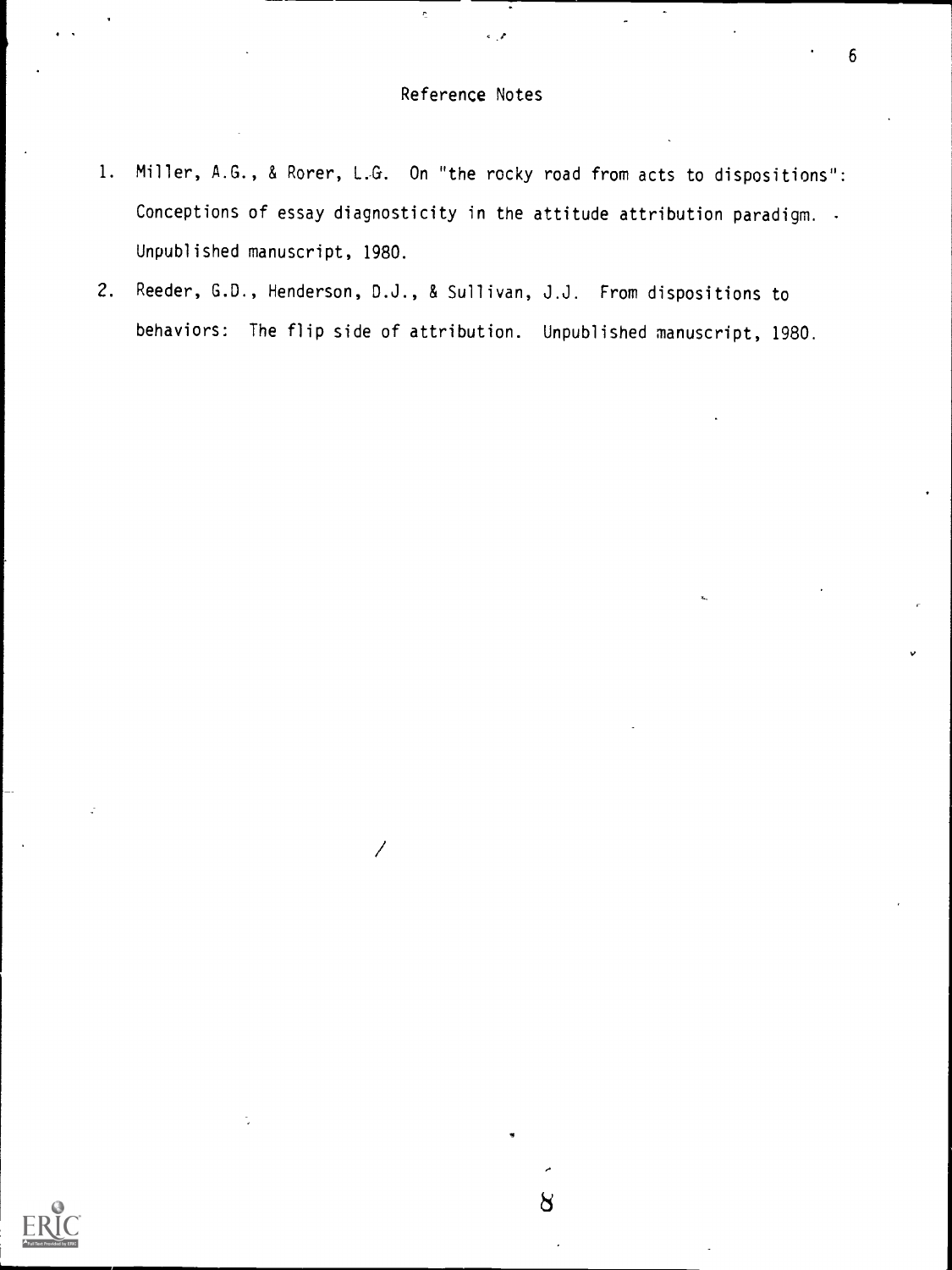# Reference Notes

1. Miller, A.G., & Rorer, L.G. On "the rocky road from acts to dispositions": Conceptions of essay diagnosticity in the attitude attribution paradigm. Unpublished manuscript, 1980.
2. Reeder, G.D., Henderson, D.J., & Sullivan, J.J. From dispositions to behaviors: The flip side of attribution. Unpublished manuscript, 1980.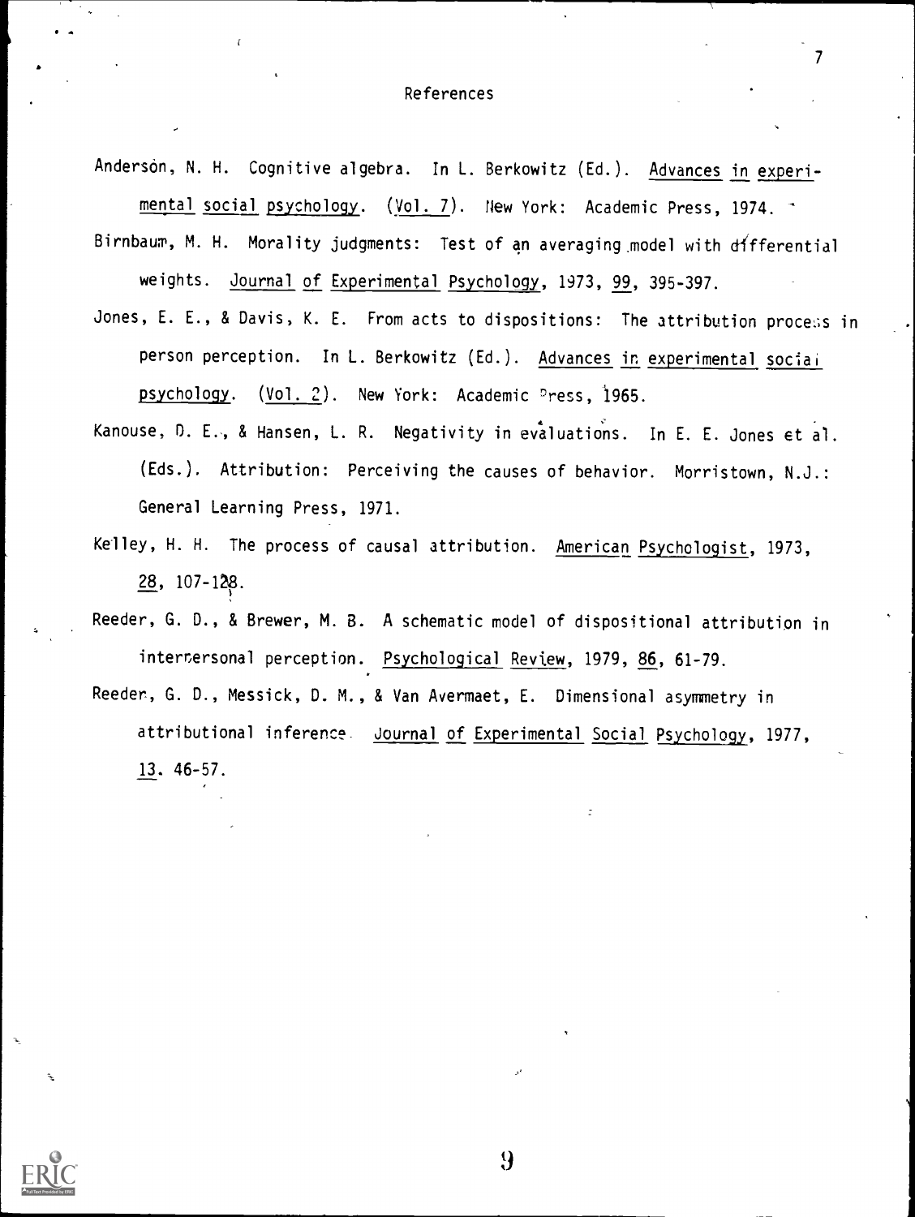# References

Anderson, N. H. Cognitive algebra. In L. Berkowitz (Ed.). Advances in experimental social psychology. (Vol. 7). New York: Academic Press, 1974.

Birnbaum, M. H. Morality judgments: Test of an averaging model with differential weights. Journal of Experimental Psychology, 1973, 99, 395-397.

Jones, E. E., & Davis, K. E. From acts to dispositions: The attribution process in person perception. In L. Berkowitz (Ed.). Advances in experimental social psychology. (Vol. 2). New York: Academic Press, 1965.

Kanouse, D. E., & Hansen, L. R. Negativity in evaluations. In E. E. Jones et al. (Eds.). Attribution: Perceiving the causes of behavior. Morristown, N.J.: General Learning Press, 1971.

Kelley, H. H. The process of causal attribution. American Psychologist, 1973, 28, 107-128.

Reeder, G. D., & Brewer, M. B. A schematic model of dispositional attribution in interpersonal perception. Psychological Review, 1979, 86, 61-79.

Reeder, G. D., Messick, D. M., & Van Avermaet, E. Dimensional asymmetry in attributional inference. Journal of Experimental Social Psychology, 1977, 13. 46-57.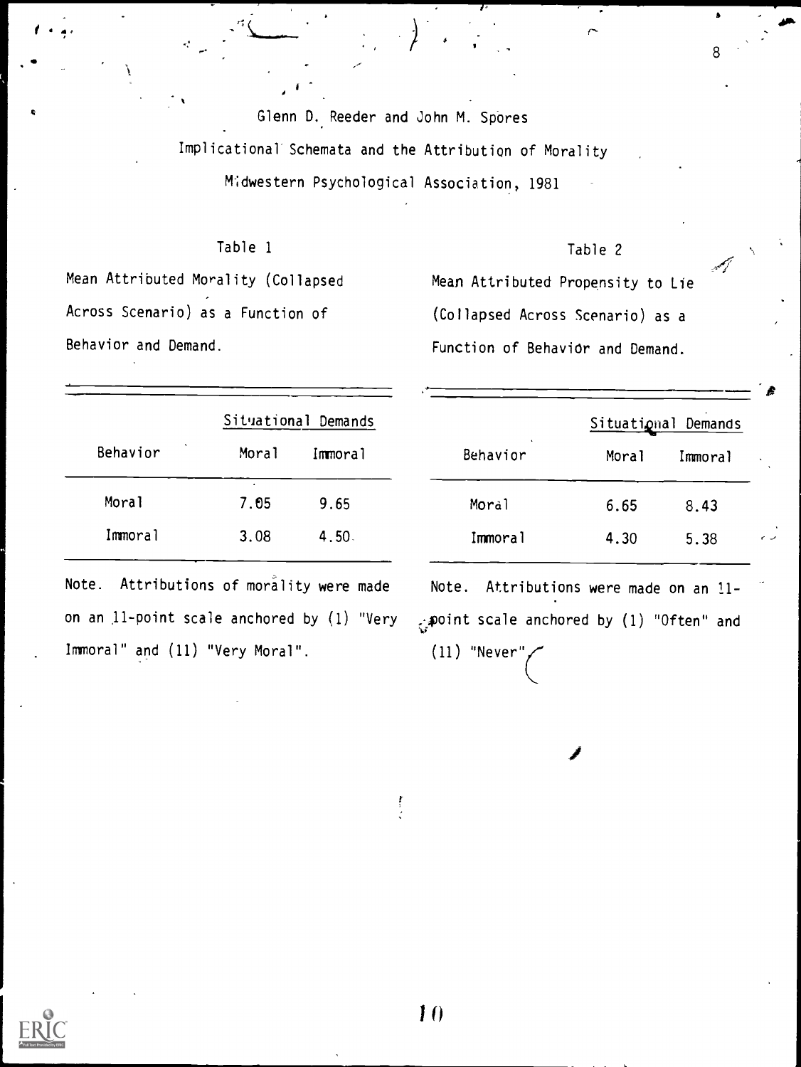Glenn D. Reeder and John M. Spores

Implicational Schemata and the Attribution of Morality

Midwestern Psychological Association, 1981

Table 1

Mean Attributed Morality (Collapsed Across Scenario) as a Function of Behavior and Demand.

| | Situational Demands | |
|---|---|---|
| Behavior | Moral | Immoral |
| Moral | 7.05 | 9.65 |
| Immoral | 3.08 | 4.50 |

Note. Attributions of morality were made on an 11-point scale anchored by (1) "Very Immoral" and (11) "Very Moral".

Table 2

Mean Attributed Propensity to Lie (Collapsed Across Scenario) as a Function of Behavior and Demand.

| | Situational Demands | |
|---|---|---|
| Behavior | Moral | Immoral |
| Moral | 6.65 | 8.43 |
| Immoral | 4.30 | 5.38 |

Note. Attributions were made on an 11-point scale anchored by (1) "Often" and (11) "Never".